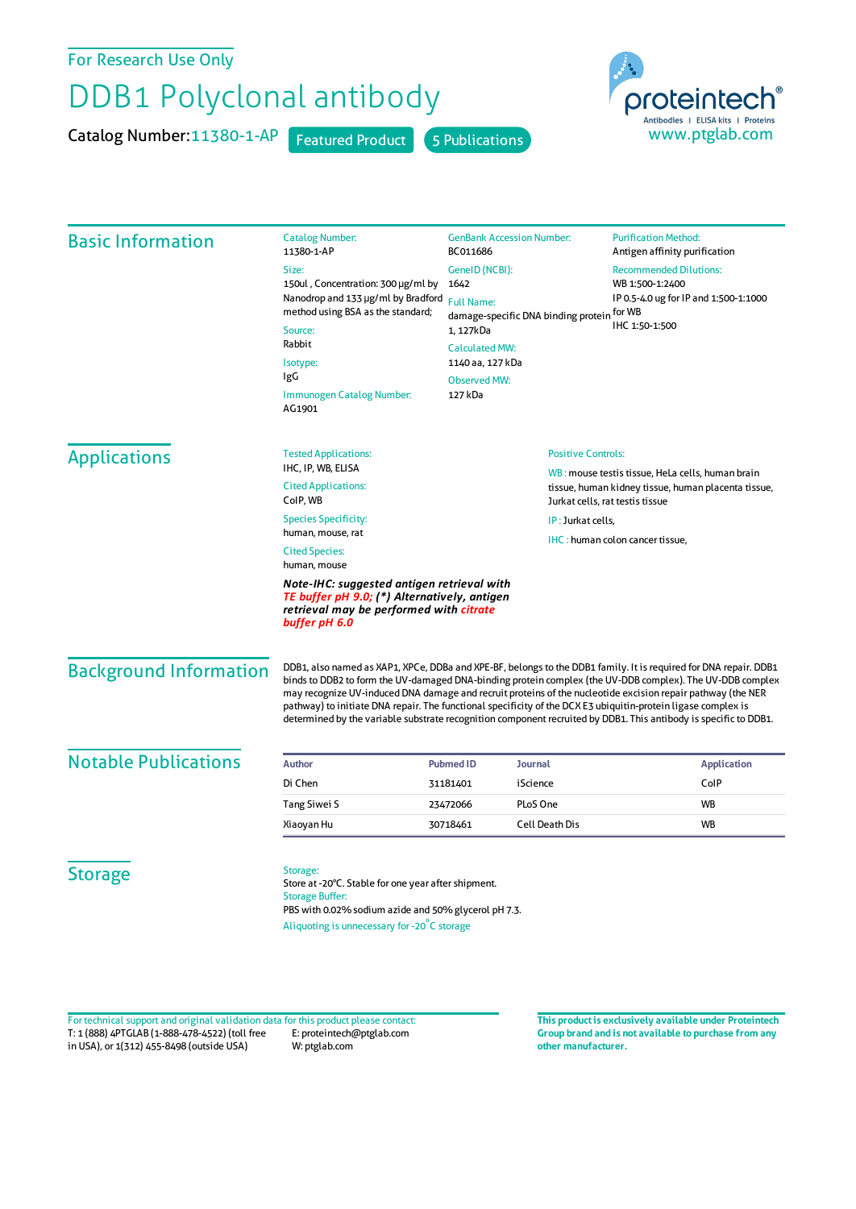For Research Use Only

# DDB1 Polyclonal antibody

Catalog Number: 11380-1-AP   Featured Product   5 Publications

proteintech®
Antibodies | ELISA kits | Proteins
www.ptglab.com

## Basic Information

**Catalog Number:**
11380-1-AP

**Size:**
150ul , Concentration: 300 μg/ml by Nanodrop and 133 μg/ml by Bradford method using BSA as the standard;

**Source:**
Rabbit

**Isotype:**
IgG

**Immunogen Catalog Number:**
AG1901

**GenBank Accession Number:**
BC011686

**GeneID (NCBI):**
1642

**Full Name:**
damage-specific DNA binding protein 1, 127kDa

**Calculated MW:**
1140 aa, 127 kDa

**Observed MW:**
127 kDa

**Purification Method:**
Antigen affinity purification

**Recommended Dilutions:**
WB 1:500-1:2400
IP 0.5-4.0 ug for IP and 1:500-1:1000 for WB
IHC 1:50-1:500

## Applications

**Tested Applications:**
IHC, IP, WB, ELISA

**Cited Applications:**
CoIP, WB

**Species Specificity:**
human, mouse, rat

**Cited Species:**
human, mouse

***Note-IHC: suggested antigen retrieval with TE buffer pH 9.0; (\*) Alternatively, antigen retrieval may be performed with citrate buffer pH 6.0***

**Positive Controls:**

WB : mouse testis tissue, HeLa cells, human brain tissue, human kidney tissue, human placenta tissue, Jurkat cells, rat testis tissue

IP : Jurkat cells,

IHC : human colon cancer tissue,

## Background Information

DDB1, also named as XAP1, XPCe, DDBa and XPE-BF, belongs to the DDB1 family. It is required for DNA repair. DDB1 binds to DDB2 to form the UV-damaged DNA-binding protein complex (the UV-DDB complex). The UV-DDB complex may recognize UV-induced DNA damage and recruit proteins of the nucleotide excision repair pathway (the NER pathway) to initiate DNA repair. The functional specificity of the DCX E3 ubiquitin-protein ligase complex is determined by the variable substrate recognition component recruited by DDB1. This antibody is specific to DDB1.

## Notable Publications

| Author | Pubmed ID | Journal | Application |
|---|---|---|---|
| Di Chen | 31181401 | iScience | CoIP |
| Tang Siwei S | 23472066 | PLoS One | WB |
| Xiaoyan Hu | 30718461 | Cell Death Dis | WB |

## Storage

**Storage:**
Store at -20°C. Stable for one year after shipment.

**Storage Buffer:**
PBS with 0.02% sodium azide and 50% glycerol pH 7.3.

Aliquoting is unnecessary for -20°C storage

For technical support and original validation data for this product please contact:
T: 1 (888) 4PTGLAB (1-888-478-4522) (toll free in USA), or 1(312) 455-8498 (outside USA)
E: proteintech@ptglab.com
W: ptglab.com

**This product is exclusively available under Proteintech Group brand and is not available to purchase from any other manufacturer.**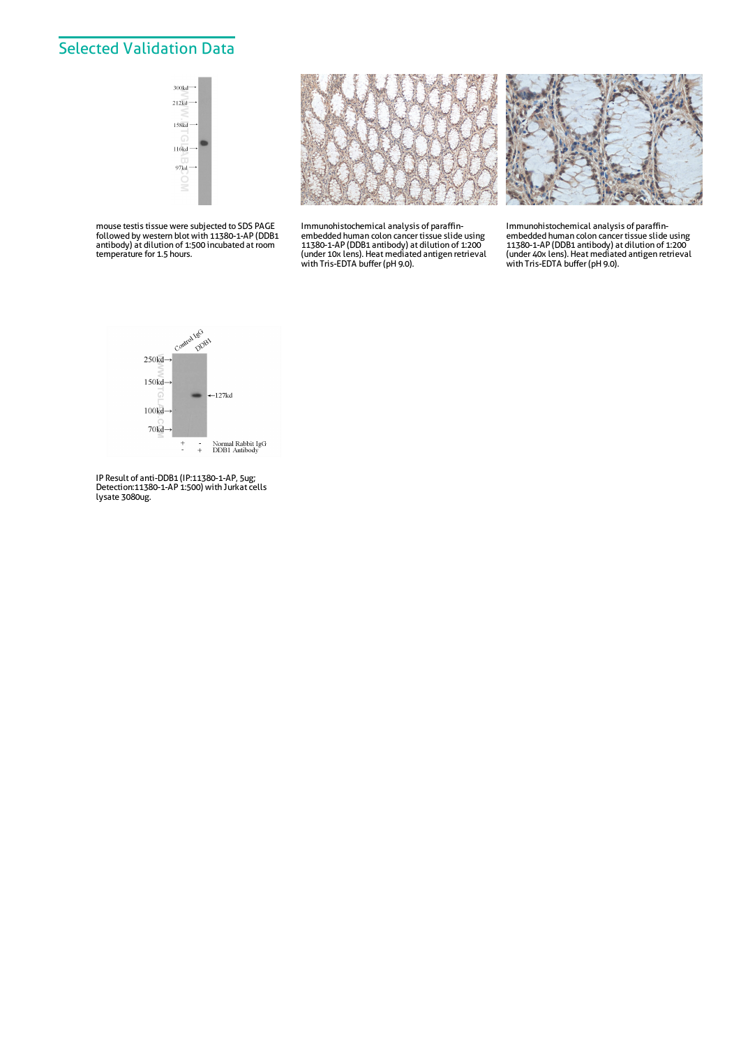## Selected Validation Data

300kd→
212kd→
158kd→
116kd→
97kd→

mouse testis tissue were subjected to SDS PAGE followed by western blot with 11380-1-AP (DDB1 antibody) at dilution of 1:500 incubated at room temperature for 1.5 hours.

Immunohistochemical analysis of paraffin-embedded human colon cancer tissue slide using 11380-1-AP (DDB1 antibody) at dilution of 1:200 (under 10x lens). Heat mediated antigen retrieval with Tris-EDTA buffer (pH 9.0).

Immunohistochemical analysis of paraffin-embedded human colon cancer tissue slide using 11380-1-AP (DDB1 antibody) at dilution of 1:200 (under 40x lens). Heat mediated antigen retrieval with Tris-EDTA buffer (pH 9.0).

Control IgG
DDB1
250kd→
150kd→
←127kd
100kd→
70kd→
+ - Normal Rabbit IgG
- + DDB1 Antibody

IP Result of anti-DDB1 (IP:11380-1-AP, 5ug; Detection:11380-1-AP 1:500) with Jurkat cells lysate 3080ug.